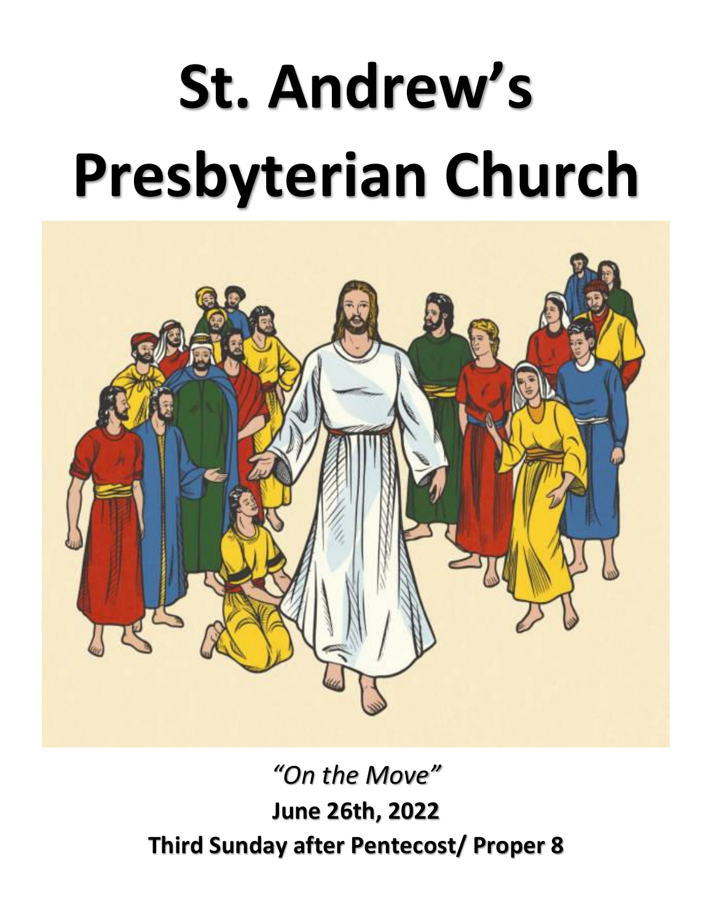# St. Andrew's Presbyterian Church

*"On the Move"*

**June 26th, 2022**

**Third Sunday after Pentecost/ Proper 8**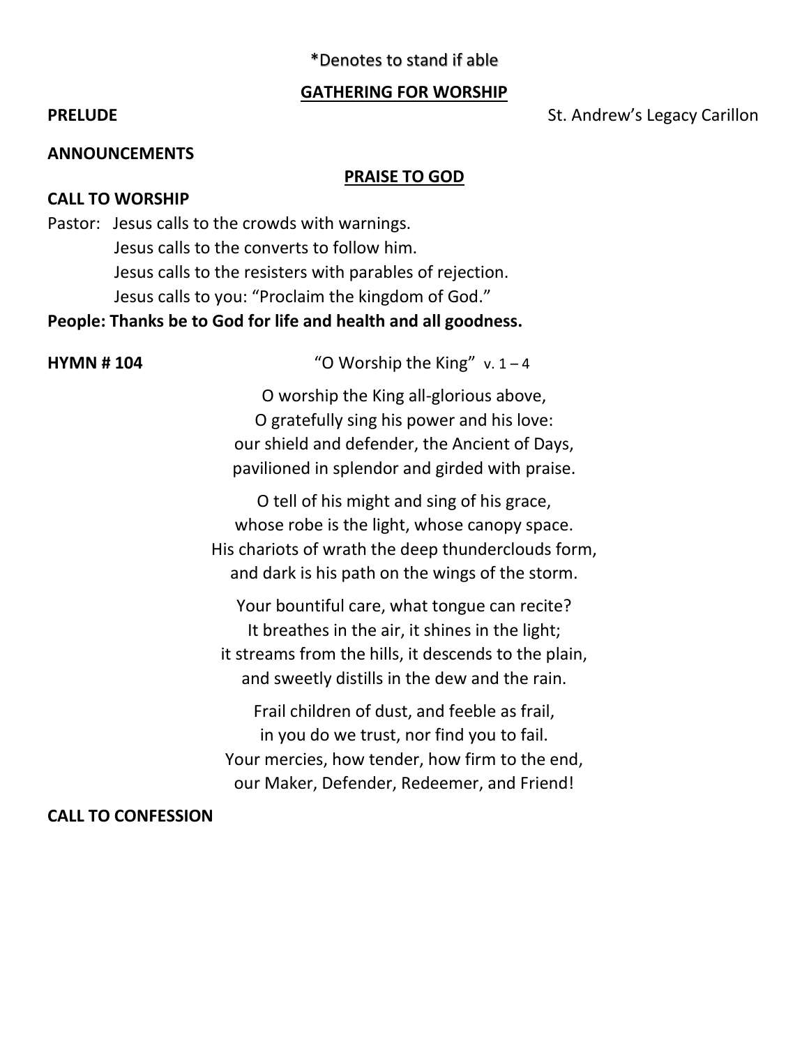*Denotes to stand if able

## GATHERING FOR WORSHIP

**PRELUDE** St. Andrew's Legacy Carillon

**ANNOUNCEMENTS**

## PRAISE TO GOD

**CALL TO WORSHIP**

Pastor: Jesus calls to the crowds with warnings.
Jesus calls to the converts to follow him.
Jesus calls to the resisters with parables of rejection.
Jesus calls to you: "Proclaim the kingdom of God."

**People: Thanks be to God for life and health and all goodness.**

**HYMN # 104** "O Worship the King" v. 1 – 4

O worship the King all-glorious above,
O gratefully sing his power and his love:
our shield and defender, the Ancient of Days,
pavilioned in splendor and girded with praise.

O tell of his might and sing of his grace,
whose robe is the light, whose canopy space.
His chariots of wrath the deep thunderclouds form,
and dark is his path on the wings of the storm.

Your bountiful care, what tongue can recite?
It breathes in the air, it shines in the light;
it streams from the hills, it descends to the plain,
and sweetly distills in the dew and the rain.

Frail children of dust, and feeble as frail,
in you do we trust, nor find you to fail.
Your mercies, how tender, how firm to the end,
our Maker, Defender, Redeemer, and Friend!

**CALL TO CONFESSION**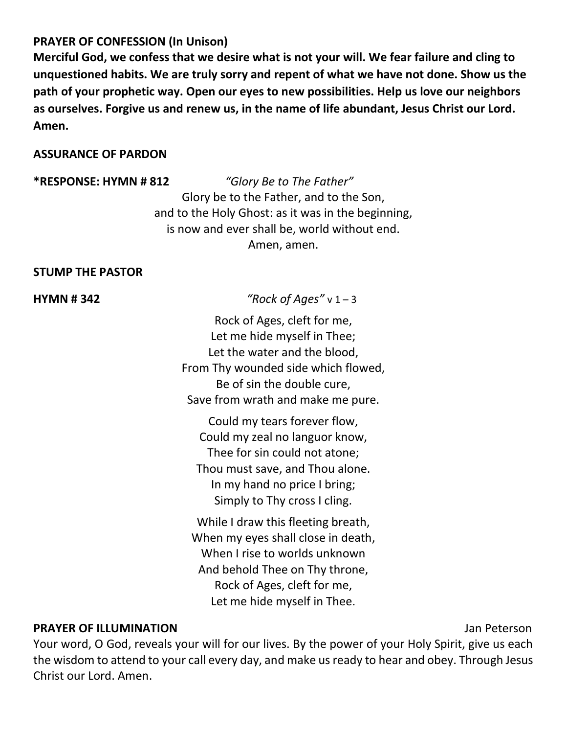**PRAYER OF CONFESSION (In Unison)**

**Merciful God, we confess that we desire what is not your will. We fear failure and cling to unquestioned habits. We are truly sorry and repent of what we have not done. Show us the path of your prophetic way. Open our eyes to new possibilities. Help us love our neighbors as ourselves. Forgive us and renew us, in the name of life abundant, Jesus Christ our Lord. Amen.**

**ASSURANCE OF PARDON**

**\*RESPONSE: HYMN # 812** *"Glory Be to The Father"*

Glory be to the Father, and to the Son,
and to the Holy Ghost: as it was in the beginning,
is now and ever shall be, world without end.
Amen, amen.

**STUMP THE PASTOR**

**HYMN # 342** *"Rock of Ages"* v 1 – 3

Rock of Ages, cleft for me,
Let me hide myself in Thee;
Let the water and the blood,
From Thy wounded side which flowed,
Be of sin the double cure,
Save from wrath and make me pure.

Could my tears forever flow,
Could my zeal no languor know,
Thee for sin could not atone;
Thou must save, and Thou alone.
In my hand no price I bring;
Simply to Thy cross I cling.

While I draw this fleeting breath,
When my eyes shall close in death,
When I rise to worlds unknown
And behold Thee on Thy throne,
Rock of Ages, cleft for me,
Let me hide myself in Thee.

**PRAYER OF ILLUMINATION** Jan Peterson

Your word, O God, reveals your will for our lives. By the power of your Holy Spirit, give us each the wisdom to attend to your call every day, and make us ready to hear and obey. Through Jesus Christ our Lord. Amen.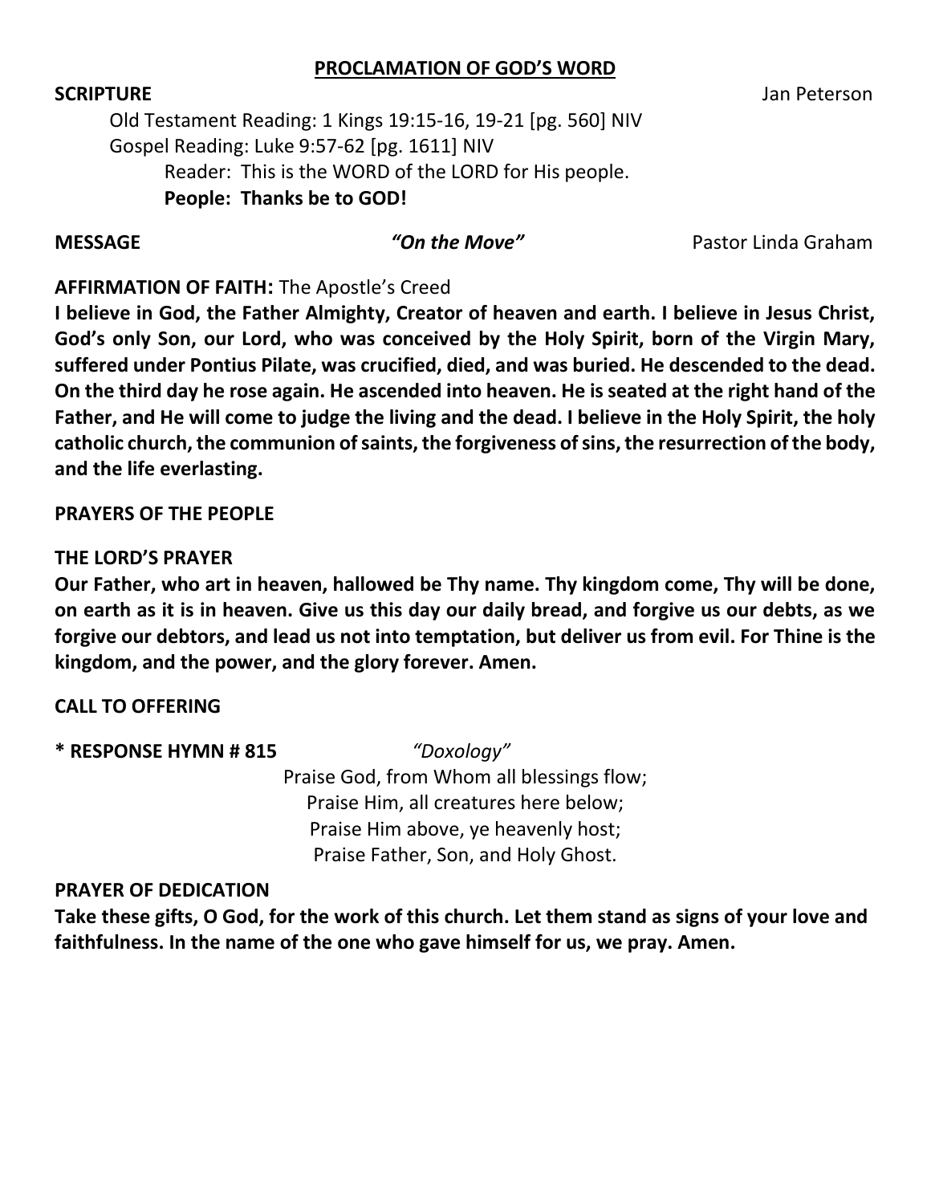## PROCLAMATION OF GOD'S WORD

**SCRIPTURE** Jan Peterson

Old Testament Reading: 1 Kings 19:15-16, 19-21 [pg. 560] NIV

Gospel Reading: Luke 9:57-62 [pg. 1611] NIV

Reader: This is the WORD of the LORD for His people.

**People: Thanks be to GOD!**

**MESSAGE** *"On the Move"* Pastor Linda Graham

**AFFIRMATION OF FAITH:** The Apostle's Creed

**I believe in God, the Father Almighty, Creator of heaven and earth. I believe in Jesus Christ, God's only Son, our Lord, who was conceived by the Holy Spirit, born of the Virgin Mary, suffered under Pontius Pilate, was crucified, died, and was buried. He descended to the dead. On the third day he rose again. He ascended into heaven. He is seated at the right hand of the Father, and He will come to judge the living and the dead. I believe in the Holy Spirit, the holy catholic church, the communion of saints, the forgiveness of sins, the resurrection of the body, and the life everlasting.**

**PRAYERS OF THE PEOPLE**

**THE LORD'S PRAYER**

**Our Father, who art in heaven, hallowed be Thy name. Thy kingdom come, Thy will be done, on earth as it is in heaven. Give us this day our daily bread, and forgive us our debts, as we forgive our debtors, and lead us not into temptation, but deliver us from evil. For Thine is the kingdom, and the power, and the glory forever. Amen.**

**CALL TO OFFERING**

**\* RESPONSE HYMN # 815** *"Doxology"*

Praise God, from Whom all blessings flow;
Praise Him, all creatures here below;
Praise Him above, ye heavenly host;
Praise Father, Son, and Holy Ghost.

**PRAYER OF DEDICATION**

**Take these gifts, O God, for the work of this church. Let them stand as signs of your love and faithfulness. In the name of the one who gave himself for us, we pray. Amen.**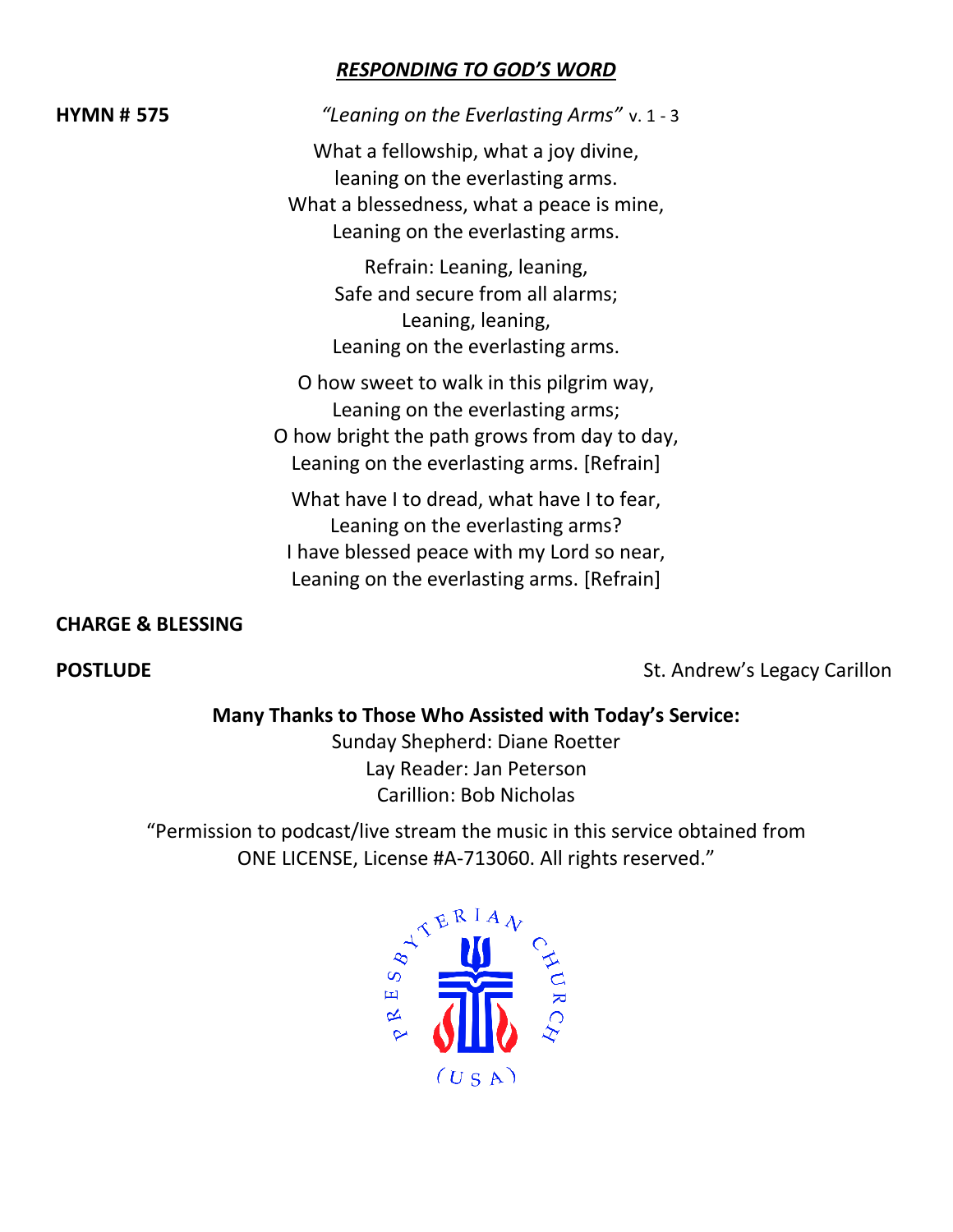## *RESPONDING TO GOD'S WORD*

**HYMN # 575** *"Leaning on the Everlasting Arms"* v. 1 - 3

What a fellowship, what a joy divine,
leaning on the everlasting arms.
What a blessedness, what a peace is mine,
Leaning on the everlasting arms.

Refrain: Leaning, leaning,
Safe and secure from all alarms;
Leaning, leaning,
Leaning on the everlasting arms.

O how sweet to walk in this pilgrim way,
Leaning on the everlasting arms;
O how bright the path grows from day to day,
Leaning on the everlasting arms. [Refrain]

What have I to dread, what have I to fear,
Leaning on the everlasting arms?
I have blessed peace with my Lord so near,
Leaning on the everlasting arms. [Refrain]

**CHARGE & BLESSING**

**POSTLUDE** St. Andrew's Legacy Carillon

**Many Thanks to Those Who Assisted with Today's Service:**

Sunday Shepherd: Diane Roetter
Lay Reader: Jan Peterson
Carillion: Bob Nicholas

"Permission to podcast/live stream the music in this service obtained from ONE LICENSE, License #A-713060. All rights reserved."

PRESBYTERIAN CHURCH (USA)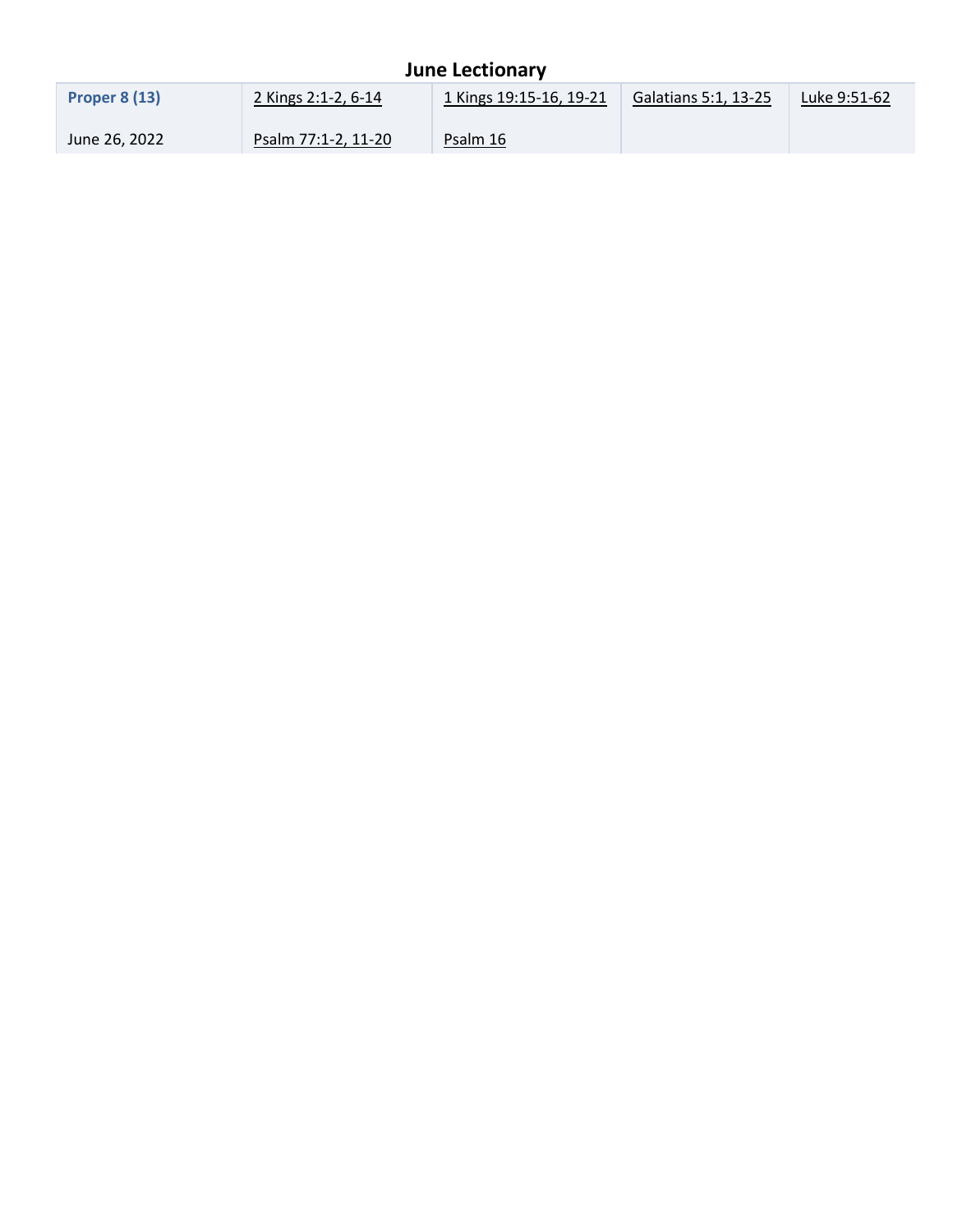## June Lectionary

| | | | | |
|---|---|---|---|---|
| **Proper 8 (13)**<br><br>June 26, 2022 | 2 Kings 2:1-2, 6-14<br><br>Psalm 77:1-2, 11-20 | 1 Kings 19:15-16, 19-21<br><br>Psalm 16 | Galatians 5:1, 13-25 | Luke 9:51-62 |